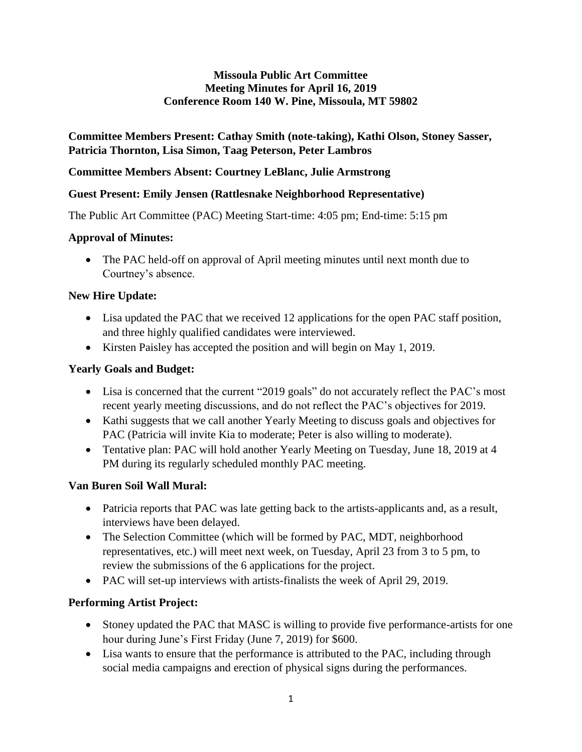**Missoula Public Art Committee**
**Meeting Minutes for April 16, 2019**
**Conference Room 140 W. Pine, Missoula, MT 59802**

**Committee Members Present: Cathay Smith (note-taking), Kathi Olson, Stoney Sasser, Patricia Thornton, Lisa Simon, Taag Peterson, Peter Lambros**

**Committee Members Absent: Courtney LeBlanc, Julie Armstrong**

**Guest Present: Emily Jensen (Rattlesnake Neighborhood Representative)**

The Public Art Committee (PAC) Meeting Start-time: 4:05 pm; End-time: 5:15 pm

**Approval of Minutes:**

- The PAC held-off on approval of April meeting minutes until next month due to Courtney's absence.

**New Hire Update:**

- Lisa updated the PAC that we received 12 applications for the open PAC staff position, and three highly qualified candidates were interviewed.
- Kirsten Paisley has accepted the position and will begin on May 1, 2019.

**Yearly Goals and Budget:**

- Lisa is concerned that the current "2019 goals" do not accurately reflect the PAC's most recent yearly meeting discussions, and do not reflect the PAC's objectives for 2019.
- Kathi suggests that we call another Yearly Meeting to discuss goals and objectives for PAC (Patricia will invite Kia to moderate; Peter is also willing to moderate).
- Tentative plan: PAC will hold another Yearly Meeting on Tuesday, June 18, 2019 at 4 PM during its regularly scheduled monthly PAC meeting.

**Van Buren Soil Wall Mural:**

- Patricia reports that PAC was late getting back to the artists-applicants and, as a result, interviews have been delayed.
- The Selection Committee (which will be formed by PAC, MDT, neighborhood representatives, etc.) will meet next week, on Tuesday, April 23 from 3 to 5 pm, to review the submissions of the 6 applications for the project.
- PAC will set-up interviews with artists-finalists the week of April 29, 2019.

**Performing Artist Project:**

- Stoney updated the PAC that MASC is willing to provide five performance-artists for one hour during June's First Friday (June 7, 2019) for $600.
- Lisa wants to ensure that the performance is attributed to the PAC, including through social media campaigns and erection of physical signs during the performances.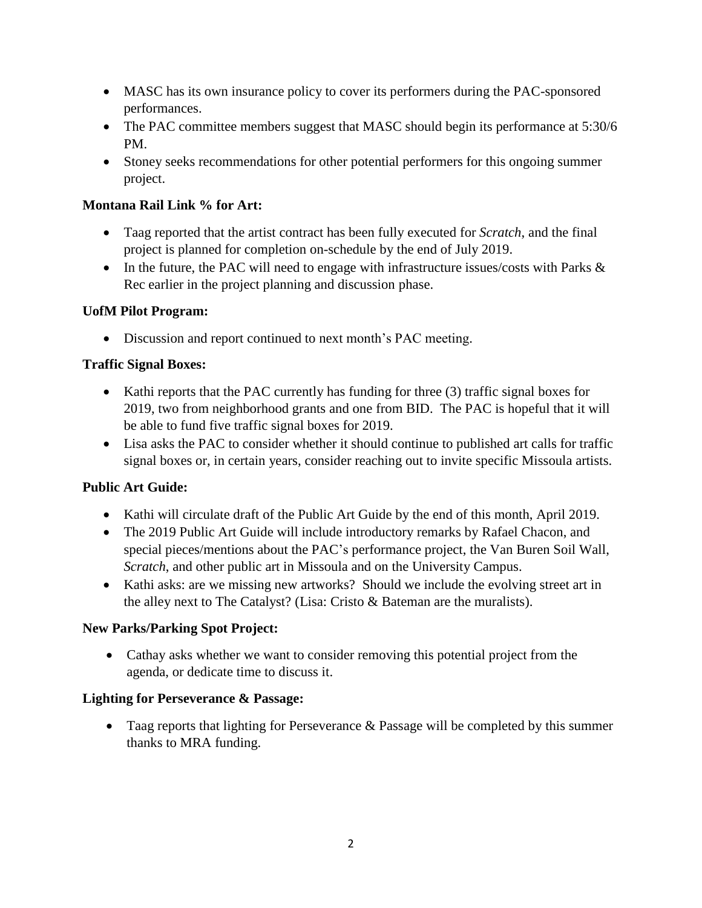- MASC has its own insurance policy to cover its performers during the PAC-sponsored performances.
- The PAC committee members suggest that MASC should begin its performance at 5:30/6 PM.
- Stoney seeks recommendations for other potential performers for this ongoing summer project.

**Montana Rail Link % for Art:**

- Taag reported that the artist contract has been fully executed for *Scratch*, and the final project is planned for completion on-schedule by the end of July 2019.
- In the future, the PAC will need to engage with infrastructure issues/costs with Parks & Rec earlier in the project planning and discussion phase.

**UofM Pilot Program:**

- Discussion and report continued to next month's PAC meeting.

**Traffic Signal Boxes:**

- Kathi reports that the PAC currently has funding for three (3) traffic signal boxes for 2019, two from neighborhood grants and one from BID. The PAC is hopeful that it will be able to fund five traffic signal boxes for 2019.
- Lisa asks the PAC to consider whether it should continue to published art calls for traffic signal boxes or, in certain years, consider reaching out to invite specific Missoula artists.

**Public Art Guide:**

- Kathi will circulate draft of the Public Art Guide by the end of this month, April 2019.
- The 2019 Public Art Guide will include introductory remarks by Rafael Chacon, and special pieces/mentions about the PAC's performance project, the Van Buren Soil Wall, *Scratch*, and other public art in Missoula and on the University Campus.
- Kathi asks: are we missing new artworks? Should we include the evolving street art in the alley next to The Catalyst? (Lisa: Cristo & Bateman are the muralists).

**New Parks/Parking Spot Project:**

- Cathay asks whether we want to consider removing this potential project from the agenda, or dedicate time to discuss it.

**Lighting for Perseverance & Passage:**

- Taag reports that lighting for Perseverance & Passage will be completed by this summer thanks to MRA funding.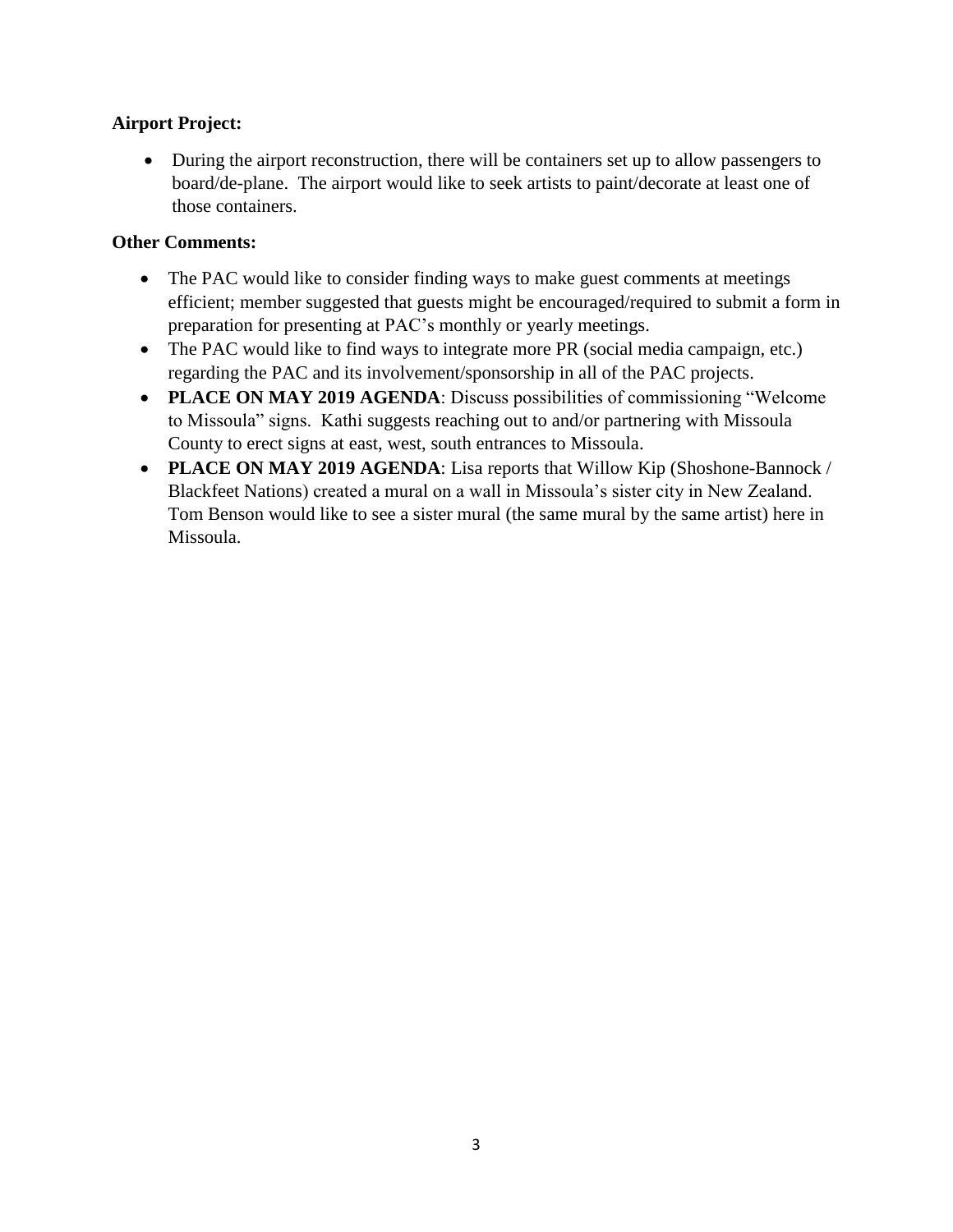**Airport Project:**

- During the airport reconstruction, there will be containers set up to allow passengers to board/de-plane. The airport would like to seek artists to paint/decorate at least one of those containers.

**Other Comments:**

- The PAC would like to consider finding ways to make guest comments at meetings efficient; member suggested that guests might be encouraged/required to submit a form in preparation for presenting at PAC's monthly or yearly meetings.
- The PAC would like to find ways to integrate more PR (social media campaign, etc.) regarding the PAC and its involvement/sponsorship in all of the PAC projects.
- **PLACE ON MAY 2019 AGENDA**: Discuss possibilities of commissioning "Welcome to Missoula" signs. Kathi suggests reaching out to and/or partnering with Missoula County to erect signs at east, west, south entrances to Missoula.
- **PLACE ON MAY 2019 AGENDA**: Lisa reports that Willow Kip (Shoshone-Bannock / Blackfeet Nations) created a mural on a wall in Missoula's sister city in New Zealand. Tom Benson would like to see a sister mural (the same mural by the same artist) here in Missoula.